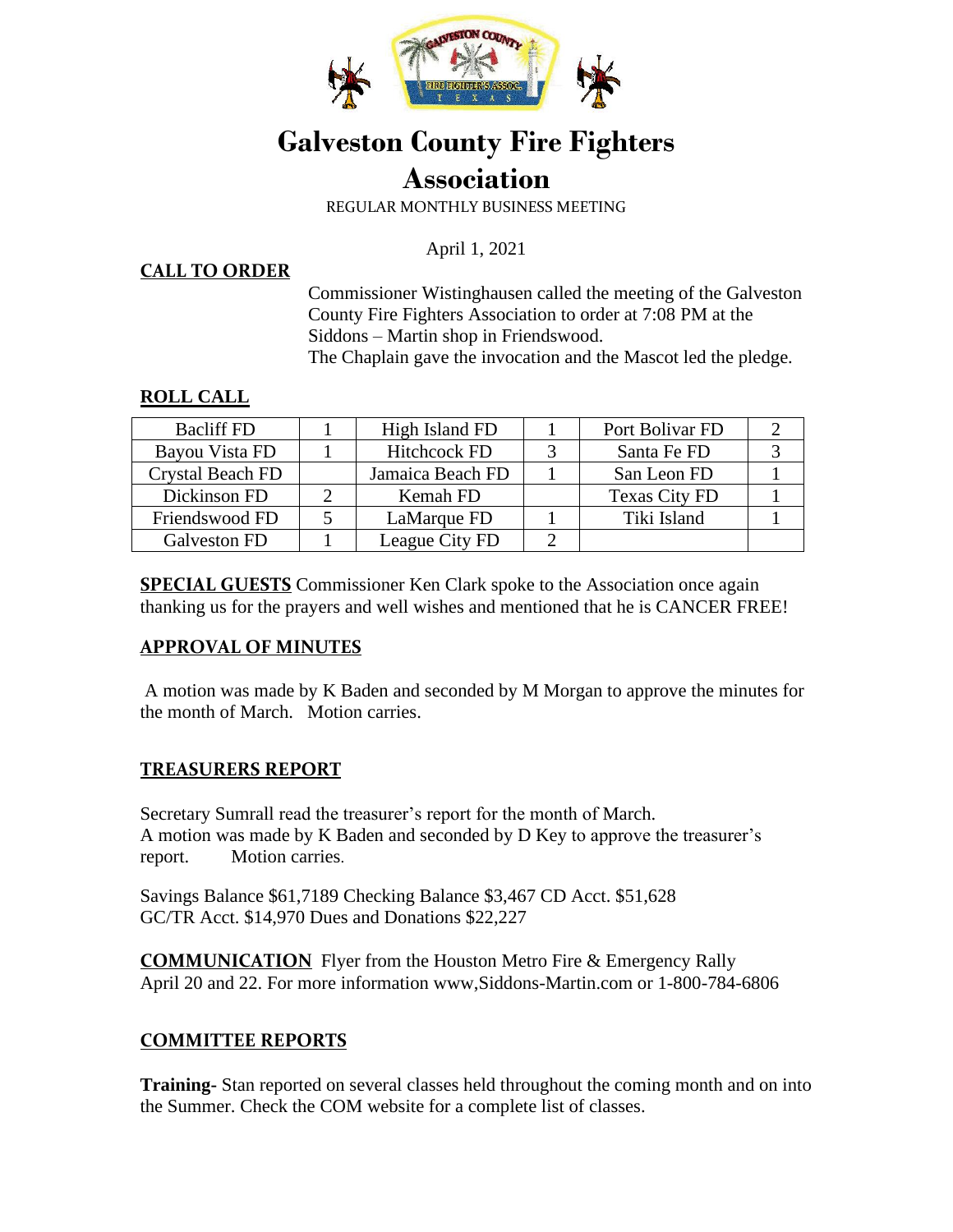# Galveston County Fire Fighters Association

REGULAR MONTHLY BUSINESS MEETING

April 1, 2021

## CALL TO ORDER

Commissioner Wistinghausen called the meeting of the Galveston County Fire Fighters Association to order at 7:08 PM at the Siddons – Martin shop in Friendswood.
The Chaplain gave the invocation and the Mascot led the pledge.

## ROLL CALL

| | | | | | |
|---|---|---|---|---|---|
| Bacliff FD | 1 | High Island FD | 1 | Port Bolivar FD | 2 |
| Bayou Vista FD | 1 | Hitchcock FD | 3 | Santa Fe FD | 3 |
| Crystal Beach FD | | Jamaica Beach FD | 1 | San Leon FD | 1 |
| Dickinson FD | 2 | Kemah FD | | Texas City FD | 1 |
| Friendswood FD | 5 | LaMarque FD | 1 | Tiki Island | 1 |
| Galveston FD | 1 | League City FD | 2 | | |

**SPECIAL GUESTS** Commissioner Ken Clark spoke to the Association once again thanking us for the prayers and well wishes and mentioned that he is CANCER FREE!

## APPROVAL OF MINUTES

A motion was made by K Baden and seconded by M Morgan to approve the minutes for the month of March. Motion carries.

## TREASURERS REPORT

Secretary Sumrall read the treasurer's report for the month of March.
A motion was made by K Baden and seconded by D Key to approve the treasurer's report. Motion carries.

Savings Balance $61,7189 Checking Balance $3,467 CD Acct. $51,628
GC/TR Acct. $14,970 Dues and Donations $22,227

**COMMUNICATION** Flyer from the Houston Metro Fire & Emergency Rally April 20 and 22. For more information www,Siddons-Martin.com or 1-800-784-6806

## COMMITTEE REPORTS

**Training-** Stan reported on several classes held throughout the coming month and on into the Summer. Check the COM website for a complete list of classes.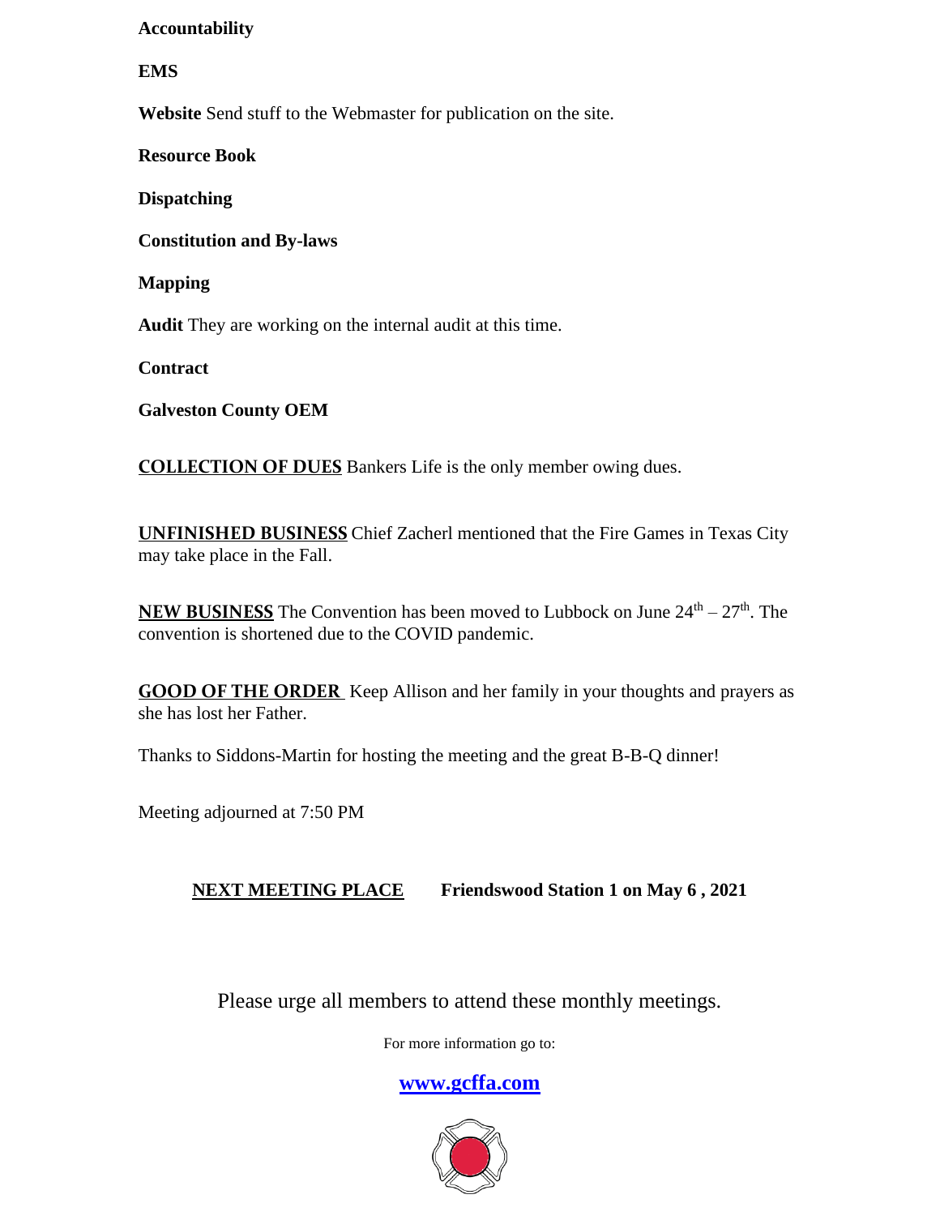**Accountability**

**EMS**

**Website** Send stuff to the Webmaster for publication on the site.

**Resource Book**

**Dispatching**

**Constitution and By-laws**

**Mapping**

**Audit** They are working on the internal audit at this time.

**Contract**

**Galveston County OEM**

**COLLECTION OF DUES** Bankers Life is the only member owing dues.

**UNFINISHED BUSINESS** Chief Zacherl mentioned that the Fire Games in Texas City may take place in the Fall.

**NEW BUSINESS** The Convention has been moved to Lubbock on June 24th – 27th. The convention is shortened due to the COVID pandemic.

**GOOD OF THE ORDER** Keep Allison and her family in your thoughts and prayers as she has lost her Father.

Thanks to Siddons-Martin for hosting the meeting and the great B-B-Q dinner!

Meeting adjourned at 7:50 PM

**NEXT MEETING PLACE** **Friendswood Station 1 on May 6 , 2021**

Please urge all members to attend these monthly meetings.

For more information go to:

**www.gcffa.com**